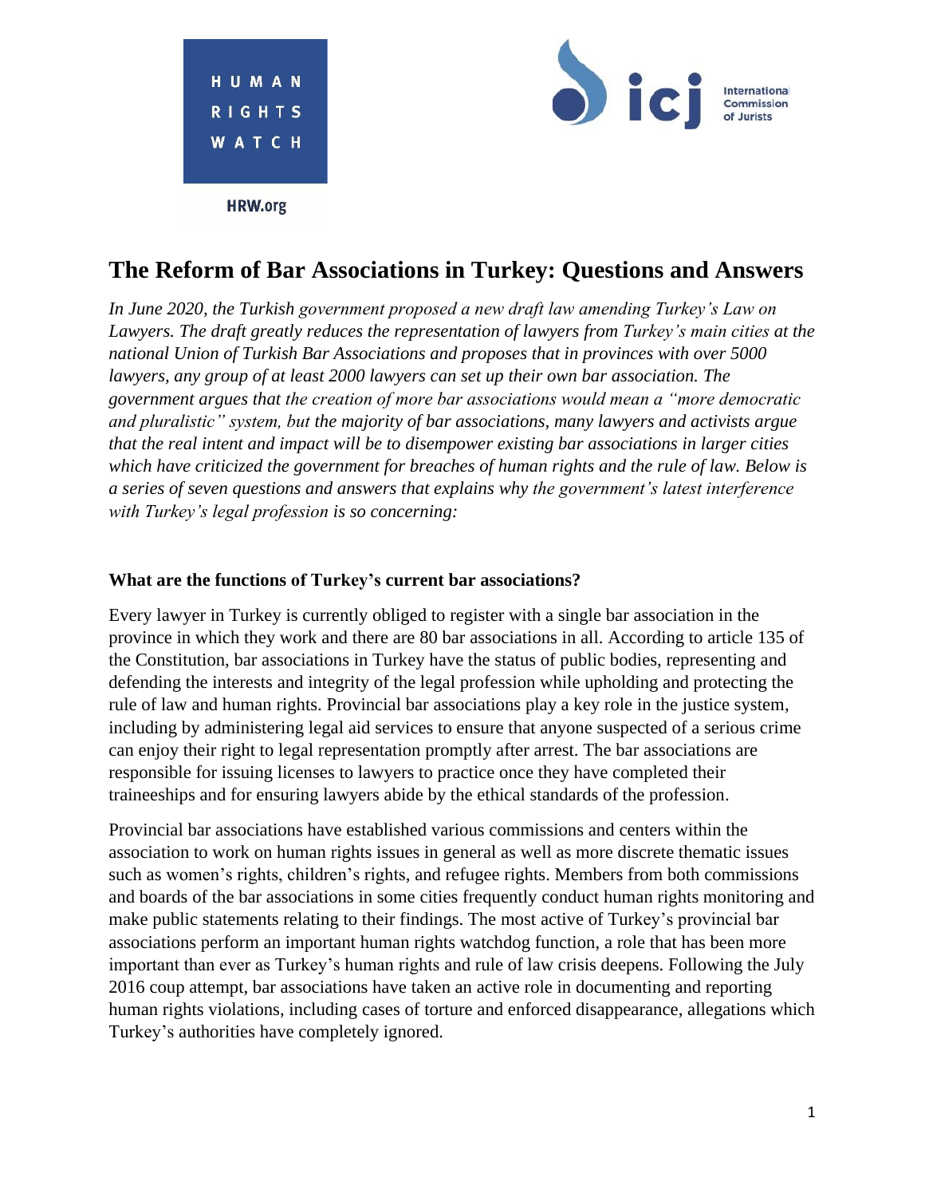HUMAN RIGHTS WATCH

HRW.org

icj International Commission of Jurists

# The Reform of Bar Associations in Turkey: Questions and Answers

*In June 2020, the Turkish government proposed a new draft law amending Turkey's Law on Lawyers. The draft greatly reduces the representation of lawyers from Turkey's main cities at the national Union of Turkish Bar Associations and proposes that in provinces with over 5000 lawyers, any group of at least 2000 lawyers can set up their own bar association. The government argues that the creation of more bar associations would mean a "more democratic and pluralistic" system, but the majority of bar associations, many lawyers and activists argue that the real intent and impact will be to disempower existing bar associations in larger cities which have criticized the government for breaches of human rights and the rule of law. Below is a series of seven questions and answers that explains why the government's latest interference with Turkey's legal profession is so concerning:*

### What are the functions of Turkey's current bar associations?

Every lawyer in Turkey is currently obliged to register with a single bar association in the province in which they work and there are 80 bar associations in all. According to article 135 of the Constitution, bar associations in Turkey have the status of public bodies, representing and defending the interests and integrity of the legal profession while upholding and protecting the rule of law and human rights. Provincial bar associations play a key role in the justice system, including by administering legal aid services to ensure that anyone suspected of a serious crime can enjoy their right to legal representation promptly after arrest. The bar associations are responsible for issuing licenses to lawyers to practice once they have completed their traineeships and for ensuring lawyers abide by the ethical standards of the profession.

Provincial bar associations have established various commissions and centers within the association to work on human rights issues in general as well as more discrete thematic issues such as women's rights, children's rights, and refugee rights. Members from both commissions and boards of the bar associations in some cities frequently conduct human rights monitoring and make public statements relating to their findings. The most active of Turkey's provincial bar associations perform an important human rights watchdog function, a role that has been more important than ever as Turkey's human rights and rule of law crisis deepens. Following the July 2016 coup attempt, bar associations have taken an active role in documenting and reporting human rights violations, including cases of torture and enforced disappearance, allegations which Turkey's authorities have completely ignored.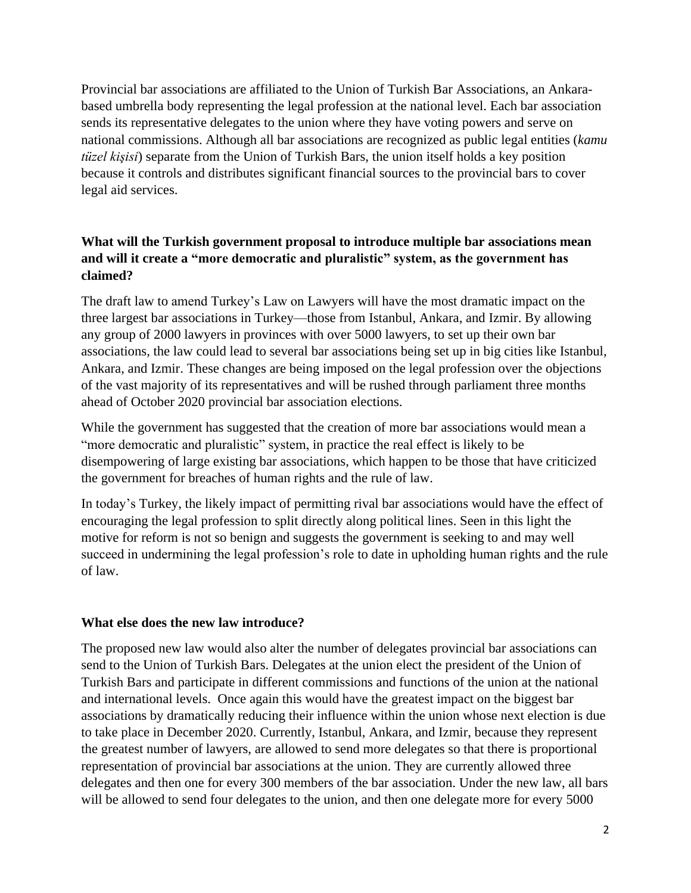Provincial bar associations are affiliated to the Union of Turkish Bar Associations, an Ankara-based umbrella body representing the legal profession at the national level. Each bar association sends its representative delegates to the union where they have voting powers and serve on national commissions. Although all bar associations are recognized as public legal entities (*kamu tüzel kişisi*) separate from the Union of Turkish Bars, the union itself holds a key position because it controls and distributes significant financial sources to the provincial bars to cover legal aid services.

### What will the Turkish government proposal to introduce multiple bar associations mean and will it create a "more democratic and pluralistic" system, as the government has claimed?

The draft law to amend Turkey's Law on Lawyers will have the most dramatic impact on the three largest bar associations in Turkey—those from Istanbul, Ankara, and Izmir. By allowing any group of 2000 lawyers in provinces with over 5000 lawyers, to set up their own bar associations, the law could lead to several bar associations being set up in big cities like Istanbul, Ankara, and Izmir. These changes are being imposed on the legal profession over the objections of the vast majority of its representatives and will be rushed through parliament three months ahead of October 2020 provincial bar association elections.

While the government has suggested that the creation of more bar associations would mean a "more democratic and pluralistic" system, in practice the real effect is likely to be disempowering of large existing bar associations, which happen to be those that have criticized the government for breaches of human rights and the rule of law.

In today's Turkey, the likely impact of permitting rival bar associations would have the effect of encouraging the legal profession to split directly along political lines. Seen in this light the motive for reform is not so benign and suggests the government is seeking to and may well succeed in undermining the legal profession's role to date in upholding human rights and the rule of law.

### What else does the new law introduce?

The proposed new law would also alter the number of delegates provincial bar associations can send to the Union of Turkish Bars. Delegates at the union elect the president of the Union of Turkish Bars and participate in different commissions and functions of the union at the national and international levels. Once again this would have the greatest impact on the biggest bar associations by dramatically reducing their influence within the union whose next election is due to take place in December 2020. Currently, Istanbul, Ankara, and Izmir, because they represent the greatest number of lawyers, are allowed to send more delegates so that there is proportional representation of provincial bar associations at the union. They are currently allowed three delegates and then one for every 300 members of the bar association. Under the new law, all bars will be allowed to send four delegates to the union, and then one delegate more for every 5000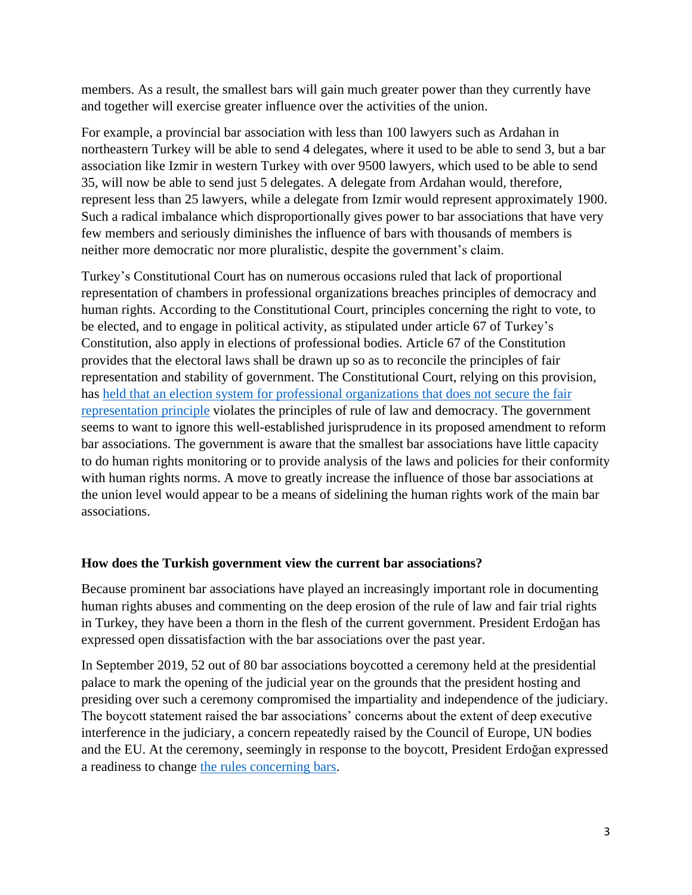members. As a result, the smallest bars will gain much greater power than they currently have and together will exercise greater influence over the activities of the union.

For example, a provincial bar association with less than 100 lawyers such as Ardahan in northeastern Turkey will be able to send 4 delegates, where it used to be able to send 3, but a bar association like Izmir in western Turkey with over 9500 lawyers, which used to be able to send 35, will now be able to send just 5 delegates. A delegate from Ardahan would, therefore, represent less than 25 lawyers, while a delegate from Izmir would represent approximately 1900. Such a radical imbalance which disproportionally gives power to bar associations that have very few members and seriously diminishes the influence of bars with thousands of members is neither more democratic nor more pluralistic, despite the government's claim.

Turkey's Constitutional Court has on numerous occasions ruled that lack of proportional representation of chambers in professional organizations breaches principles of democracy and human rights. According to the Constitutional Court, principles concerning the right to vote, to be elected, and to engage in political activity, as stipulated under article 67 of Turkey's Constitution, also apply in elections of professional bodies. Article 67 of the Constitution provides that the electoral laws shall be drawn up so as to reconcile the principles of fair representation and stability of government. The Constitutional Court, relying on this provision, has held that an election system for professional organizations that does not secure the fair representation principle violates the principles of rule of law and democracy. The government seems to want to ignore this well-established jurisprudence in its proposed amendment to reform bar associations. The government is aware that the smallest bar associations have little capacity to do human rights monitoring or to provide analysis of the laws and policies for their conformity with human rights norms. A move to greatly increase the influence of those bar associations at the union level would appear to be a means of sidelining the human rights work of the main bar associations.

### How does the Turkish government view the current bar associations?

Because prominent bar associations have played an increasingly important role in documenting human rights abuses and commenting on the deep erosion of the rule of law and fair trial rights in Turkey, they have been a thorn in the flesh of the current government. President Erdoğan has expressed open dissatisfaction with the bar associations over the past year.

In September 2019, 52 out of 80 bar associations boycotted a ceremony held at the presidential palace to mark the opening of the judicial year on the grounds that the president hosting and presiding over such a ceremony compromised the impartiality and independence of the judiciary. The boycott statement raised the bar associations' concerns about the extent of deep executive interference in the judiciary, a concern repeatedly raised by the Council of Europe, UN bodies and the EU. At the ceremony, seemingly in response to the boycott, President Erdoğan expressed a readiness to change the rules concerning bars.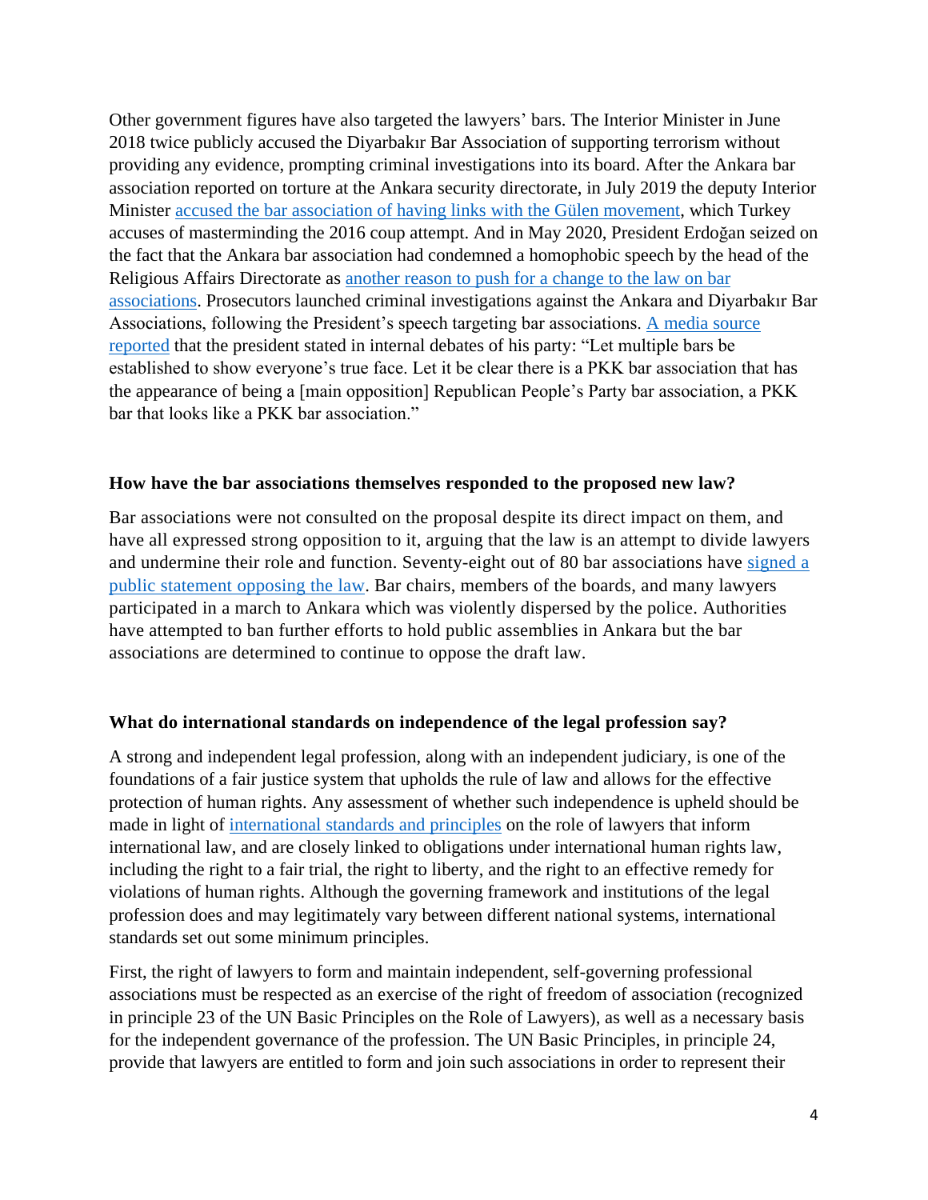Other government figures have also targeted the lawyers' bars. The Interior Minister in June 2018 twice publicly accused the Diyarbakır Bar Association of supporting terrorism without providing any evidence, prompting criminal investigations into its board. After the Ankara bar association reported on torture at the Ankara security directorate, in July 2019 the deputy Interior Minister accused the bar association of having links with the Gülen movement, which Turkey accuses of masterminding the 2016 coup attempt. And in May 2020, President Erdoğan seized on the fact that the Ankara bar association had condemned a homophobic speech by the head of the Religious Affairs Directorate as another reason to push for a change to the law on bar associations. Prosecutors launched criminal investigations against the Ankara and Diyarbakır Bar Associations, following the President's speech targeting bar associations. A media source reported that the president stated in internal debates of his party: "Let multiple bars be established to show everyone's true face. Let it be clear there is a PKK bar association that has the appearance of being a [main opposition] Republican People's Party bar association, a PKK bar that looks like a PKK bar association."

### How have the bar associations themselves responded to the proposed new law?

Bar associations were not consulted on the proposal despite its direct impact on them, and have all expressed strong opposition to it, arguing that the law is an attempt to divide lawyers and undermine their role and function. Seventy-eight out of 80 bar associations have signed a public statement opposing the law. Bar chairs, members of the boards, and many lawyers participated in a march to Ankara which was violently dispersed by the police. Authorities have attempted to ban further efforts to hold public assemblies in Ankara but the bar associations are determined to continue to oppose the draft law.

### What do international standards on independence of the legal profession say?

A strong and independent legal profession, along with an independent judiciary, is one of the foundations of a fair justice system that upholds the rule of law and allows for the effective protection of human rights. Any assessment of whether such independence is upheld should be made in light of international standards and principles on the role of lawyers that inform international law, and are closely linked to obligations under international human rights law, including the right to a fair trial, the right to liberty, and the right to an effective remedy for violations of human rights. Although the governing framework and institutions of the legal profession does and may legitimately vary between different national systems, international standards set out some minimum principles.

First, the right of lawyers to form and maintain independent, self-governing professional associations must be respected as an exercise of the right of freedom of association (recognized in principle 23 of the UN Basic Principles on the Role of Lawyers), as well as a necessary basis for the independent governance of the profession. The UN Basic Principles, in principle 24, provide that lawyers are entitled to form and join such associations in order to represent their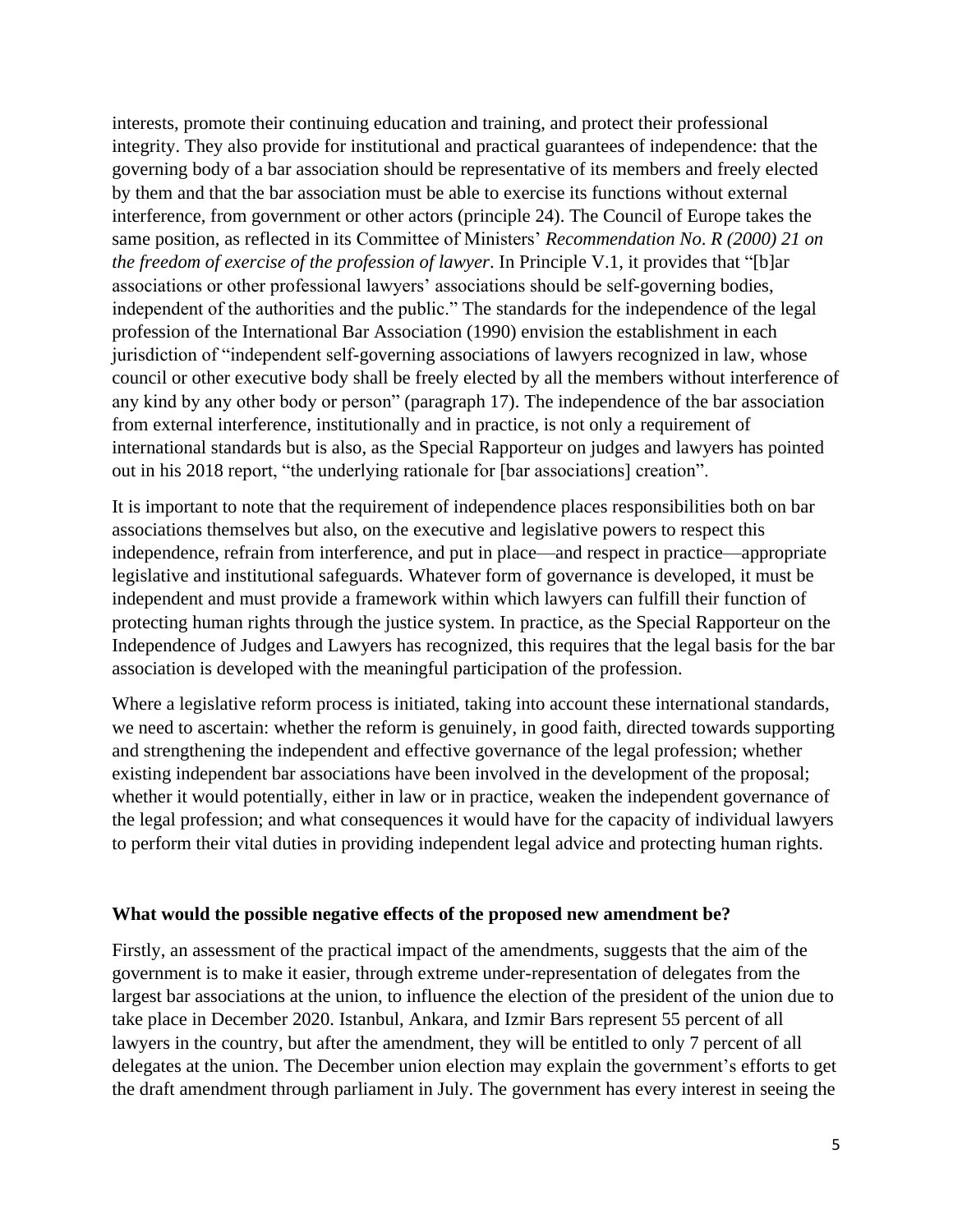interests, promote their continuing education and training, and protect their professional integrity. They also provide for institutional and practical guarantees of independence: that the governing body of a bar association should be representative of its members and freely elected by them and that the bar association must be able to exercise its functions without external interference, from government or other actors (principle 24). The Council of Europe takes the same position, as reflected in its Committee of Ministers' *Recommendation No. R (2000) 21 on the freedom of exercise of the profession of lawyer*. In Principle V.1, it provides that "[b]ar associations or other professional lawyers' associations should be self-governing bodies, independent of the authorities and the public." The standards for the independence of the legal profession of the International Bar Association (1990) envision the establishment in each jurisdiction of "independent self-governing associations of lawyers recognized in law, whose council or other executive body shall be freely elected by all the members without interference of any kind by any other body or person" (paragraph 17). The independence of the bar association from external interference, institutionally and in practice, is not only a requirement of international standards but is also, as the Special Rapporteur on judges and lawyers has pointed out in his 2018 report, "the underlying rationale for [bar associations] creation".

It is important to note that the requirement of independence places responsibilities both on bar associations themselves but also, on the executive and legislative powers to respect this independence, refrain from interference, and put in place—and respect in practice—appropriate legislative and institutional safeguards. Whatever form of governance is developed, it must be independent and must provide a framework within which lawyers can fulfill their function of protecting human rights through the justice system. In practice, as the Special Rapporteur on the Independence of Judges and Lawyers has recognized, this requires that the legal basis for the bar association is developed with the meaningful participation of the profession.

Where a legislative reform process is initiated, taking into account these international standards, we need to ascertain: whether the reform is genuinely, in good faith, directed towards supporting and strengthening the independent and effective governance of the legal profession; whether existing independent bar associations have been involved in the development of the proposal; whether it would potentially, either in law or in practice, weaken the independent governance of the legal profession; and what consequences it would have for the capacity of individual lawyers to perform their vital duties in providing independent legal advice and protecting human rights.

**What would the possible negative effects of the proposed new amendment be?**

Firstly, an assessment of the practical impact of the amendments, suggests that the aim of the government is to make it easier, through extreme under-representation of delegates from the largest bar associations at the union, to influence the election of the president of the union due to take place in December 2020. Istanbul, Ankara, and Izmir Bars represent 55 percent of all lawyers in the country, but after the amendment, they will be entitled to only 7 percent of all delegates at the union. The December union election may explain the government's efforts to get the draft amendment through parliament in July. The government has every interest in seeing the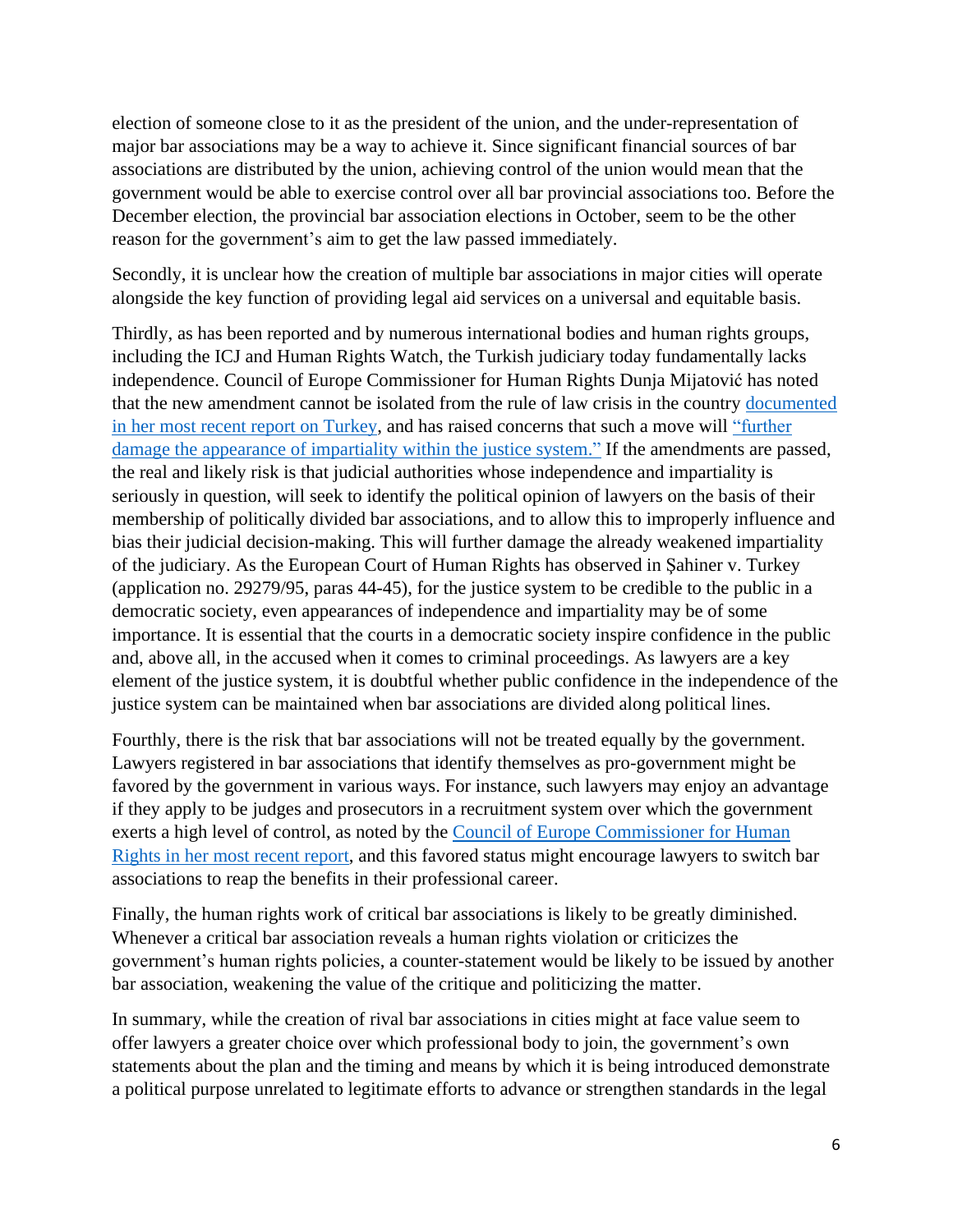election of someone close to it as the president of the union, and the under-representation of major bar associations may be a way to achieve it. Since significant financial sources of bar associations are distributed by the union, achieving control of the union would mean that the government would be able to exercise control over all bar provincial associations too. Before the December election, the provincial bar association elections in October, seem to be the other reason for the government's aim to get the law passed immediately.

Secondly, it is unclear how the creation of multiple bar associations in major cities will operate alongside the key function of providing legal aid services on a universal and equitable basis.

Thirdly, as has been reported and by numerous international bodies and human rights groups, including the ICJ and Human Rights Watch, the Turkish judiciary today fundamentally lacks independence. Council of Europe Commissioner for Human Rights Dunja Mijatović has noted that the new amendment cannot be isolated from the rule of law crisis in the country [documented in her most recent report on Turkey], and has raised concerns that such a move will ["further damage the appearance of impartiality within the justice system."] If the amendments are passed, the real and likely risk is that judicial authorities whose independence and impartiality is seriously in question, will seek to identify the political opinion of lawyers on the basis of their membership of politically divided bar associations, and to allow this to improperly influence and bias their judicial decision-making. This will further damage the already weakened impartiality of the judiciary. As the European Court of Human Rights has observed in Şahiner v. Turkey (application no. 29279/95, paras 44-45), for the justice system to be credible to the public in a democratic society, even appearances of independence and impartiality may be of some importance. It is essential that the courts in a democratic society inspire confidence in the public and, above all, in the accused when it comes to criminal proceedings. As lawyers are a key element of the justice system, it is doubtful whether public confidence in the independence of the justice system can be maintained when bar associations are divided along political lines.

Fourthly, there is the risk that bar associations will not be treated equally by the government. Lawyers registered in bar associations that identify themselves as pro-government might be favored by the government in various ways. For instance, such lawyers may enjoy an advantage if they apply to be judges and prosecutors in a recruitment system over which the government exerts a high level of control, as noted by the [Council of Europe Commissioner for Human Rights in her most recent report], and this favored status might encourage lawyers to switch bar associations to reap the benefits in their professional career.

Finally, the human rights work of critical bar associations is likely to be greatly diminished. Whenever a critical bar association reveals a human rights violation or criticizes the government's human rights policies, a counter-statement would be likely to be issued by another bar association, weakening the value of the critique and politicizing the matter.

In summary, while the creation of rival bar associations in cities might at face value seem to offer lawyers a greater choice over which professional body to join, the government's own statements about the plan and the timing and means by which it is being introduced demonstrate a political purpose unrelated to legitimate efforts to advance or strengthen standards in the legal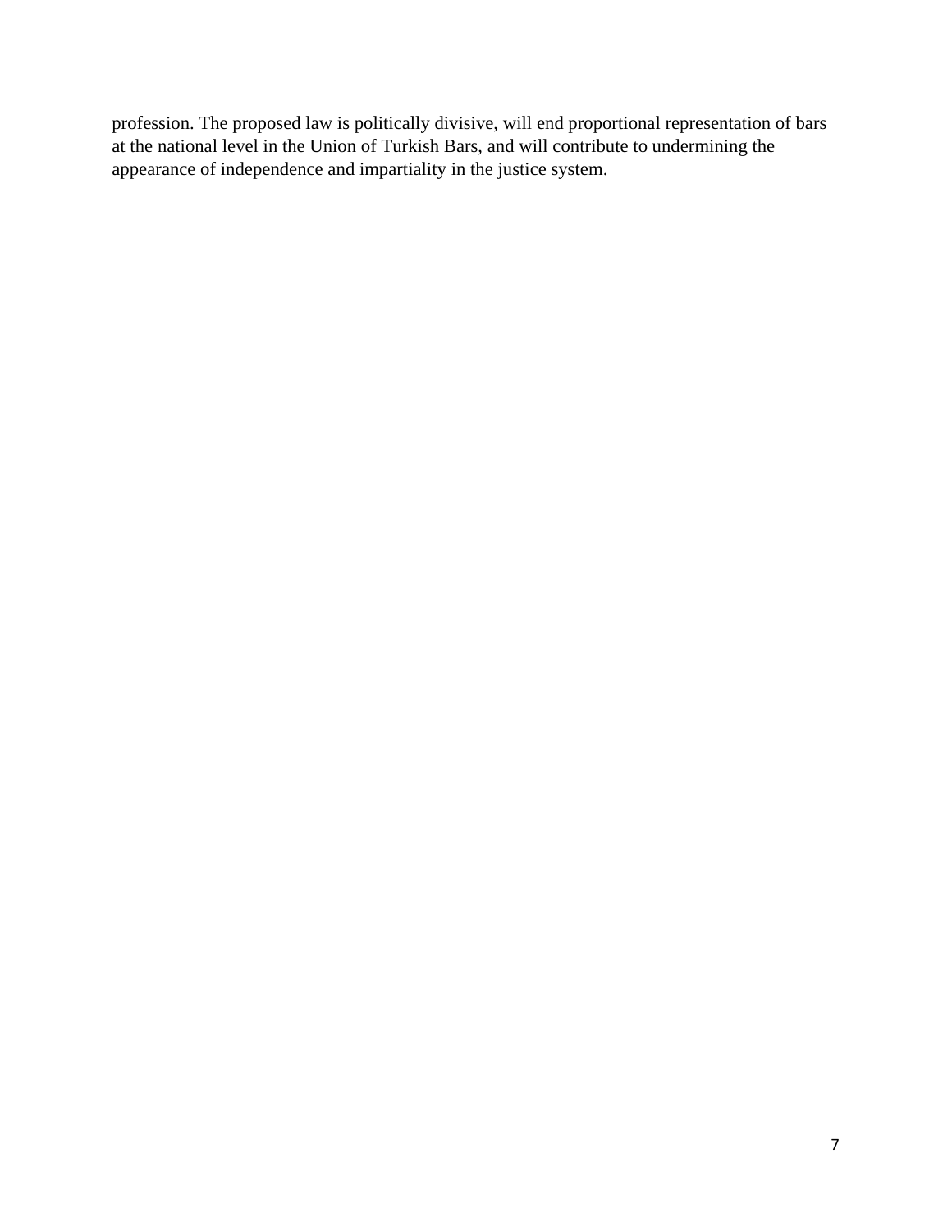profession. The proposed law is politically divisive, will end proportional representation of bars at the national level in the Union of Turkish Bars, and will contribute to undermining the appearance of independence and impartiality in the justice system.